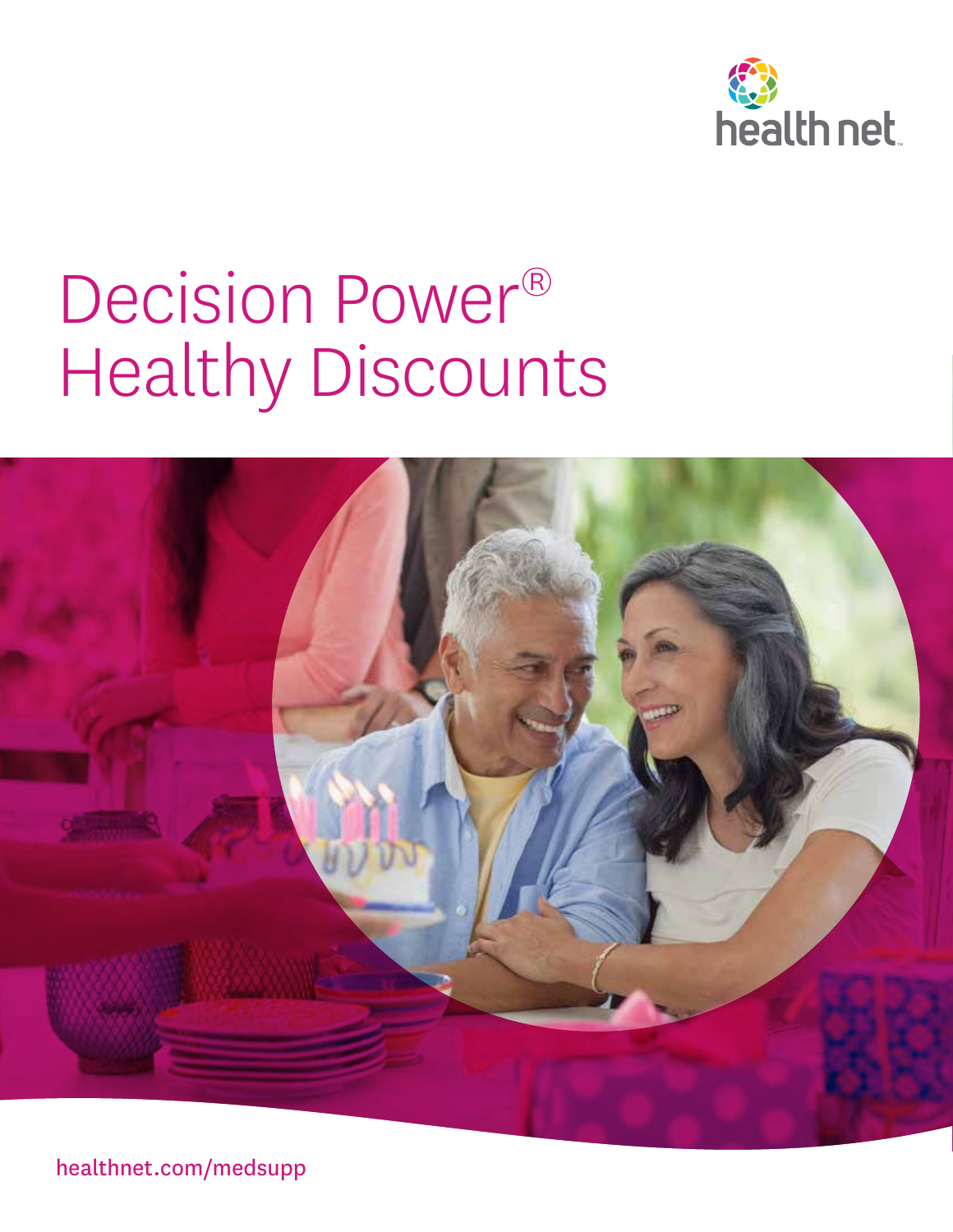health net

# Decision Power®
# Healthy Discounts

healthnet.com/medsupp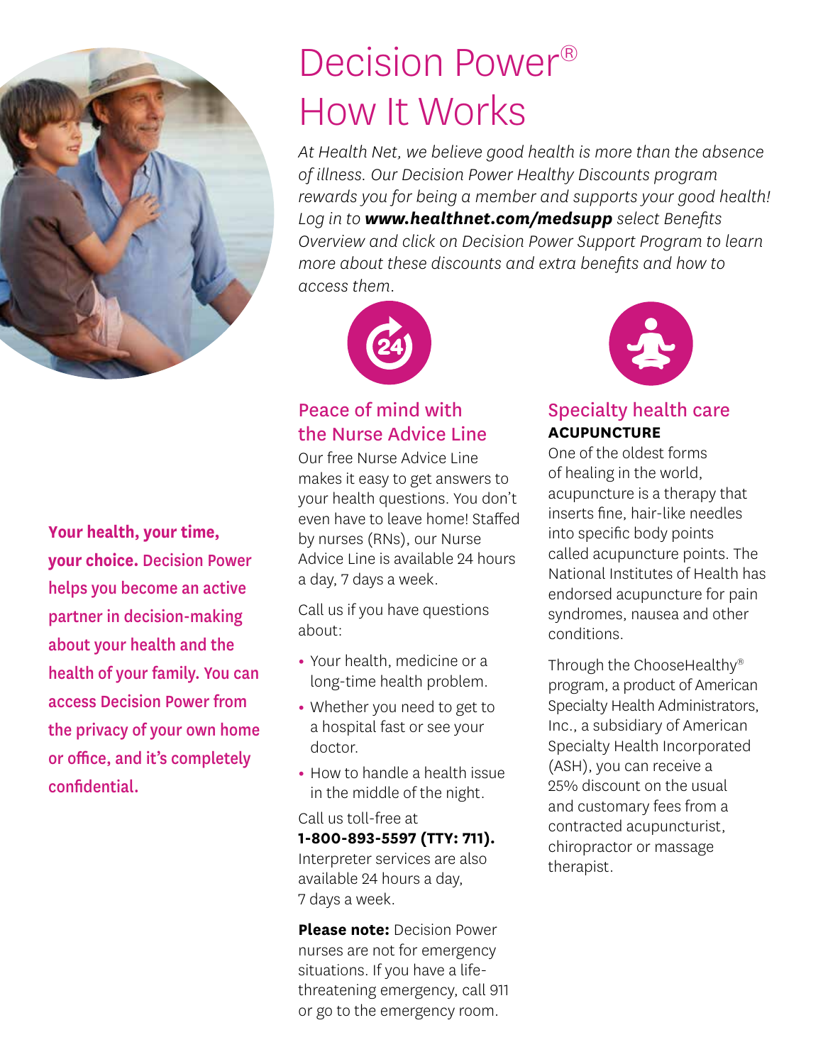# Decision Power® How It Works

*At Health Net, we believe good health is more than the absence of illness. Our Decision Power Healthy Discounts program rewards you for being a member and supports your good health! Log in to **www.healthnet.com/medsupp** select Benefits Overview and click on Decision Power Support Program to learn more about these discounts and extra benefits and how to access them.*

**Your health, your time, your choice.** Decision Power helps you become an active partner in decision-making about your health and the health of your family. You can access Decision Power from the privacy of your own home or office, and it's completely confidential.

## Peace of mind with the Nurse Advice Line

Our free Nurse Advice Line makes it easy to get answers to your health questions. You don't even have to leave home! Staffed by nurses (RNs), our Nurse Advice Line is available 24 hours a day, 7 days a week.

Call us if you have questions about:

- Your health, medicine or a long-time health problem.
- Whether you need to get to a hospital fast or see your doctor.
- How to handle a health issue in the middle of the night.

Call us toll-free at **1-800-893-5597 (TTY: 711).** Interpreter services are also available 24 hours a day, 7 days a week.

**Please note:** Decision Power nurses are not for emergency situations. If you have a life-threatening emergency, call 911 or go to the emergency room.

## Specialty health care

**ACUPUNCTURE**

One of the oldest forms of healing in the world, acupuncture is a therapy that inserts fine, hair-like needles into specific body points called acupuncture points. The National Institutes of Health has endorsed acupuncture for pain syndromes, nausea and other conditions.

Through the ChooseHealthy® program, a product of American Specialty Health Administrators, Inc., a subsidiary of American Specialty Health Incorporated (ASH), you can receive a 25% discount on the usual and customary fees from a contracted acupuncturist, chiropractor or massage therapist.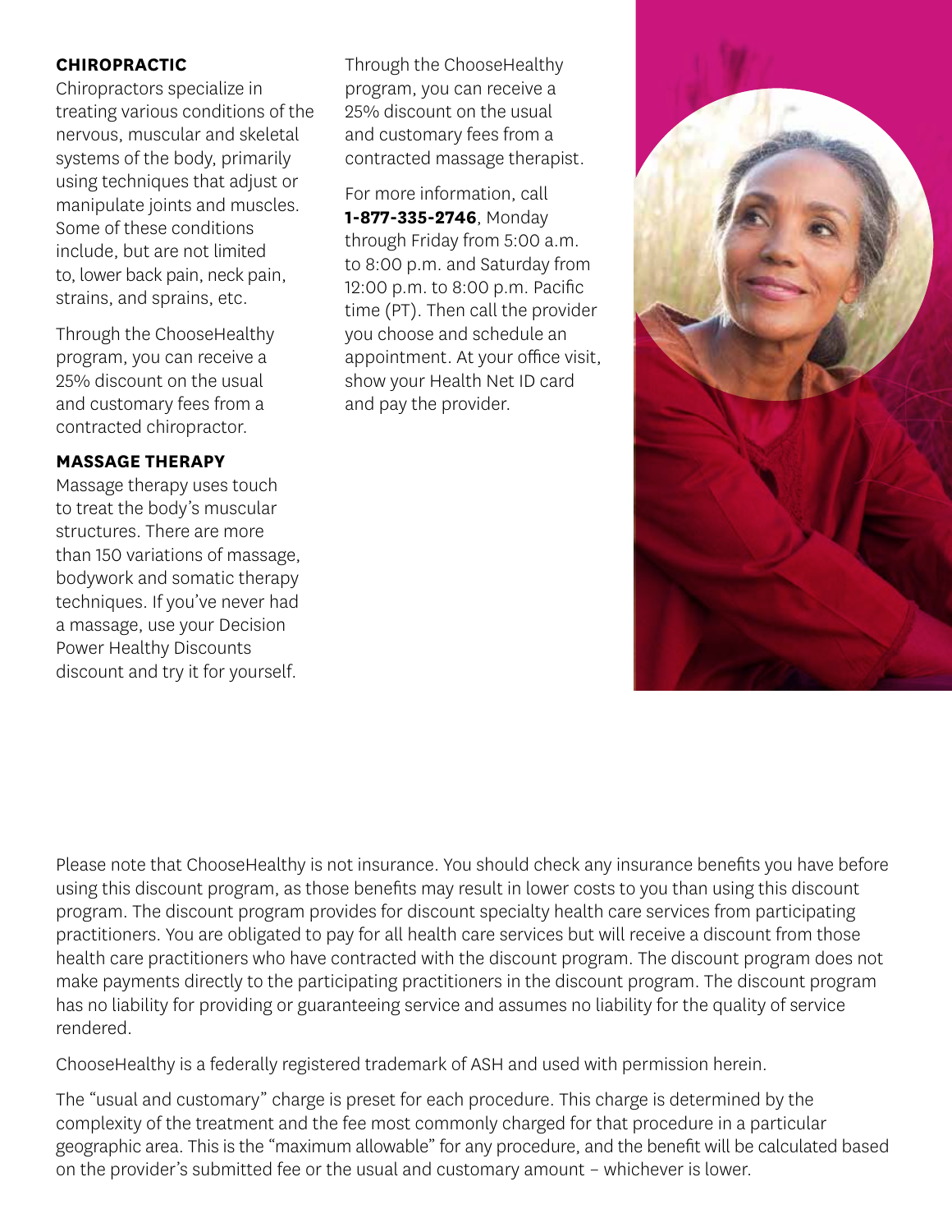### CHIROPRACTIC

Chiropractors specialize in treating various conditions of the nervous, muscular and skeletal systems of the body, primarily using techniques that adjust or manipulate joints and muscles. Some of these conditions include, but are not limited to, lower back pain, neck pain, strains, and sprains, etc.

Through the ChooseHealthy program, you can receive a 25% discount on the usual and customary fees from a contracted chiropractor.

### MASSAGE THERAPY

Massage therapy uses touch to treat the body's muscular structures. There are more than 150 variations of massage, bodywork and somatic therapy techniques. If you've never had a massage, use your Decision Power Healthy Discounts discount and try it for yourself.

Through the ChooseHealthy program, you can receive a 25% discount on the usual and customary fees from a contracted massage therapist.

For more information, call **1-877-335-2746**, Monday through Friday from 5:00 a.m. to 8:00 p.m. and Saturday from 12:00 p.m. to 8:00 p.m. Pacific time (PT). Then call the provider you choose and schedule an appointment. At your office visit, show your Health Net ID card and pay the provider.

Please note that ChooseHealthy is not insurance. You should check any insurance benefits you have before using this discount program, as those benefits may result in lower costs to you than using this discount program. The discount program provides for discount specialty health care services from participating practitioners. You are obligated to pay for all health care services but will receive a discount from those health care practitioners who have contracted with the discount program. The discount program does not make payments directly to the participating practitioners in the discount program. The discount program has no liability for providing or guaranteeing service and assumes no liability for the quality of service rendered.

ChooseHealthy is a federally registered trademark of ASH and used with permission herein.

The "usual and customary" charge is preset for each procedure. This charge is determined by the complexity of the treatment and the fee most commonly charged for that procedure in a particular geographic area. This is the "maximum allowable" for any procedure, and the benefit will be calculated based on the provider's submitted fee or the usual and customary amount – whichever is lower.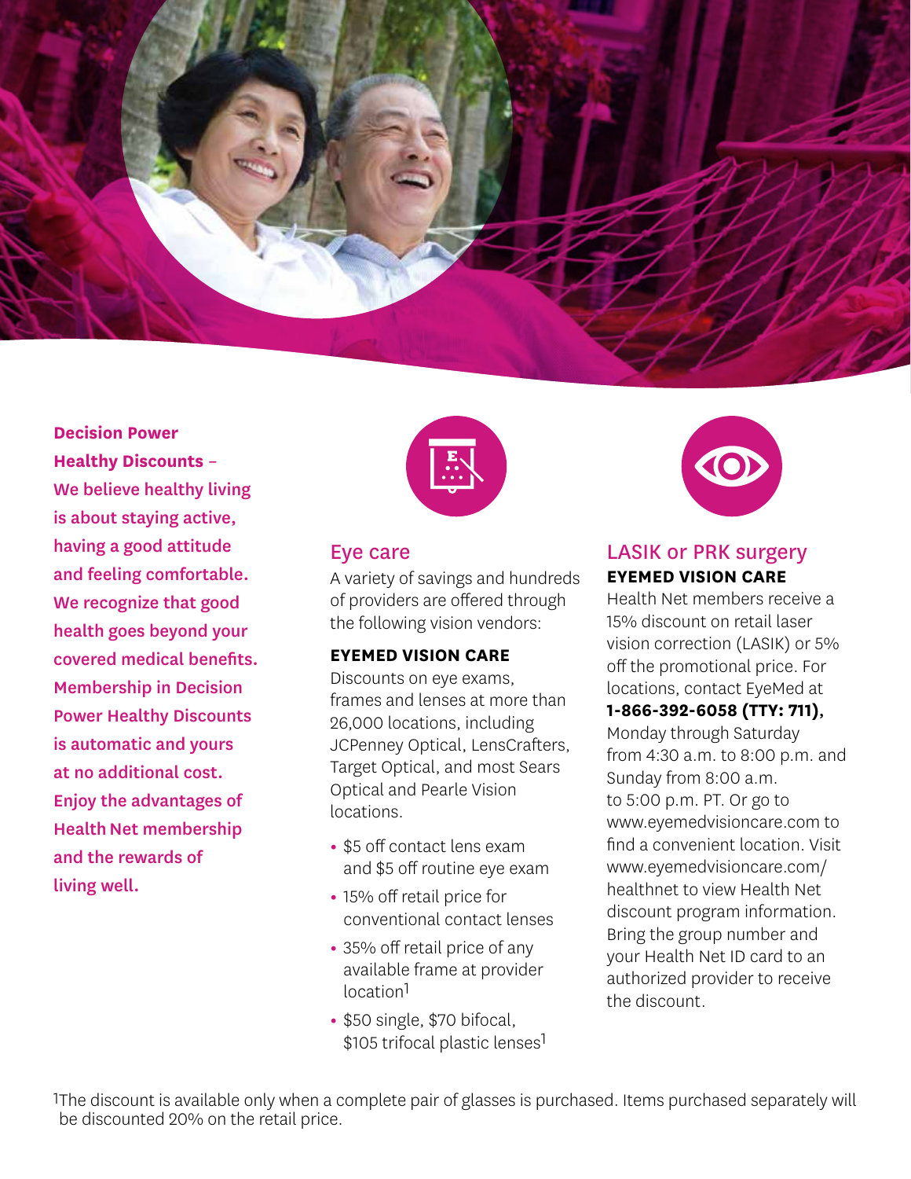**Decision Power Healthy Discounts – We believe healthy living is about staying active, having a good attitude and feeling comfortable. We recognize that good health goes beyond your covered medical benefits. Membership in Decision Power Healthy Discounts is automatic and yours at no additional cost. Enjoy the advantages of Health Net membership and the rewards of living well.**

## Eye care

A variety of savings and hundreds of providers are offered through the following vision vendors:

**EYEMED VISION CARE**

Discounts on eye exams, frames and lenses at more than 26,000 locations, including JCPenney Optical, LensCrafters, Target Optical, and most Sears Optical and Pearle Vision locations.

- $5 off contact lens exam and $5 off routine eye exam
- 15% off retail price for conventional contact lenses
- 35% off retail price of any available frame at provider location[1]
- $50 single, $70 bifocal, $105 trifocal plastic lenses[1]

## LASIK or PRK surgery

**EYEMED VISION CARE**

Health Net members receive a 15% discount on retail laser vision correction (LASIK) or 5% off the promotional price. For locations, contact EyeMed at **1-866-392-6058 (TTY: 711),** Monday through Saturday from 4:30 a.m. to 8:00 p.m. and Sunday from 8:00 a.m. to 5:00 p.m. PT. Or go to www.eyemedvisioncare.com to find a convenient location. Visit www.eyemedvisioncare.com/healthnet to view Health Net discount program information. Bring the group number and your Health Net ID card to an authorized provider to receive the discount.

[1]The discount is available only when a complete pair of glasses is purchased. Items purchased separately will be discounted 20% on the retail price.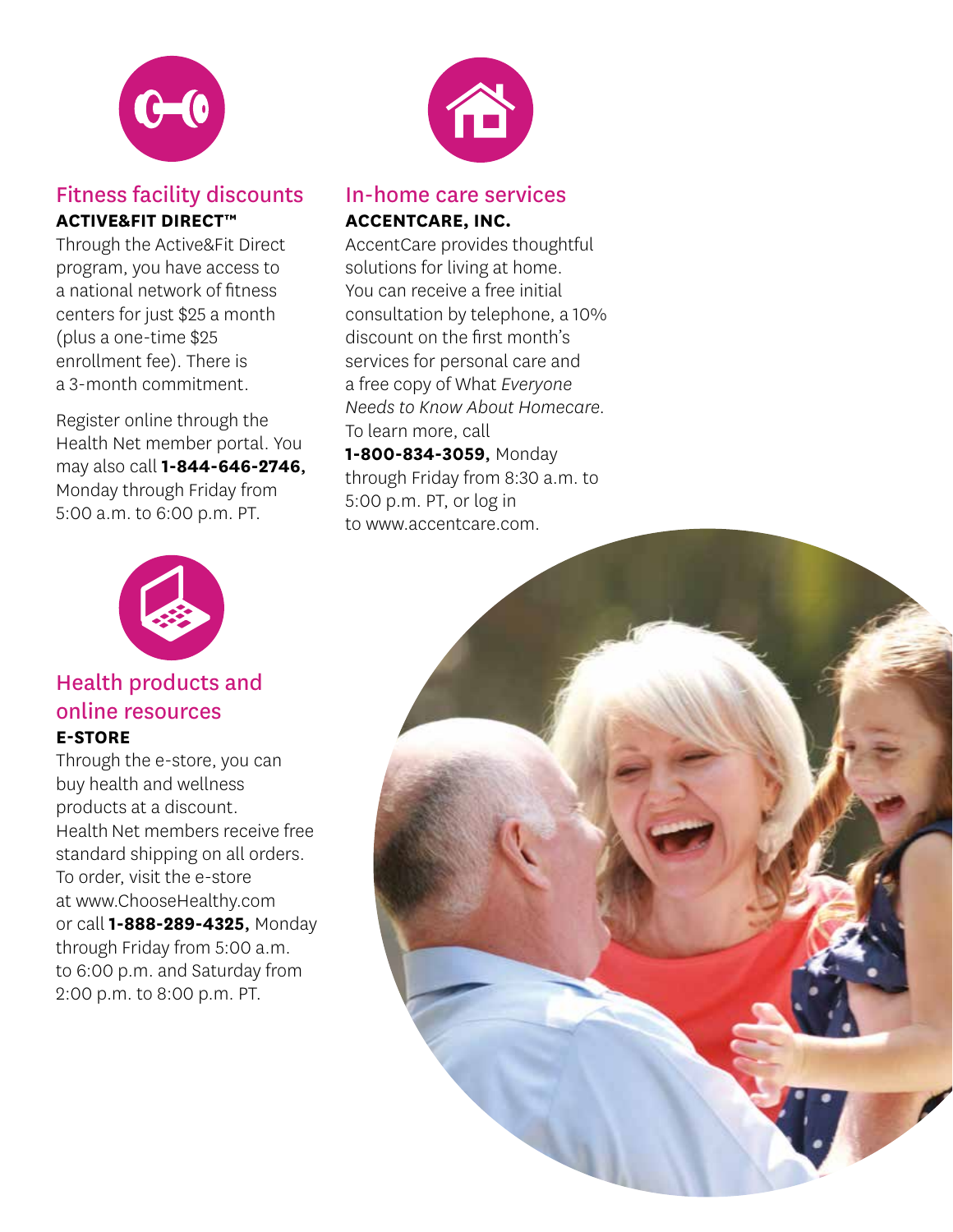## Fitness facility discounts

**ACTIVE&FIT DIRECT™**

Through the Active&Fit Direct program, you have access to a national network of fitness centers for just $25 a month (plus a one-time $25 enrollment fee). There is a 3-month commitment.

Register online through the Health Net member portal. You may also call **1-844-646-2746,** Monday through Friday from 5:00 a.m. to 6:00 p.m. PT.

## In-home care services

**ACCENTCARE, INC.**

AccentCare provides thoughtful solutions for living at home. You can receive a free initial consultation by telephone, a 10% discount on the first month's services for personal care and a free copy of What *Everyone Needs to Know About Homecare*. To learn more, call **1-800-834-3059,** Monday through Friday from 8:30 a.m. to 5:00 p.m. PT, or log in to www.accentcare.com.

## Health products and online resources

**E-STORE**

Through the e-store, you can buy health and wellness products at a discount. Health Net members receive free standard shipping on all orders. To order, visit the e-store at www.ChooseHealthy.com or call **1-888-289-4325,** Monday through Friday from 5:00 a.m. to 6:00 p.m. and Saturday from 2:00 p.m. to 8:00 p.m. PT.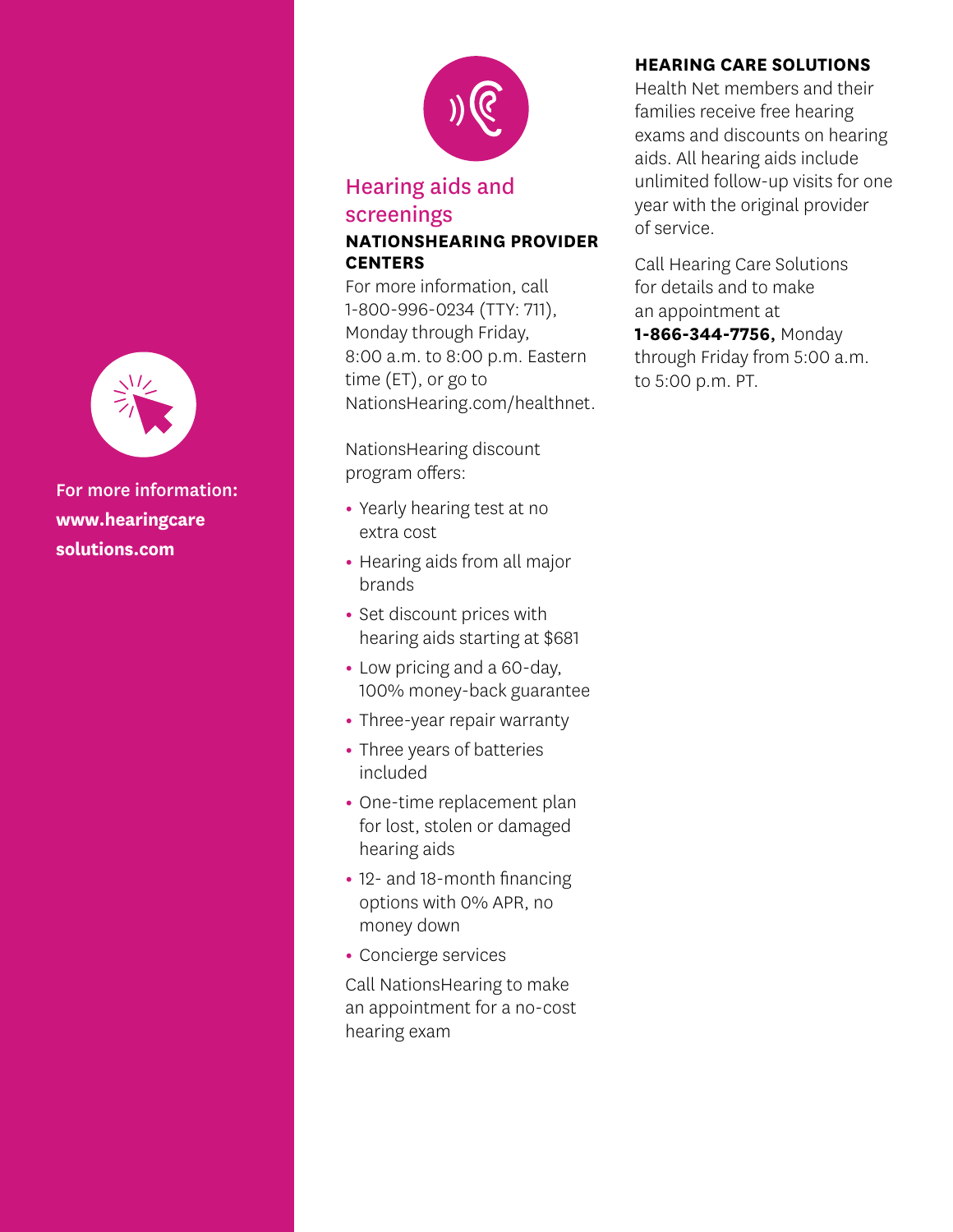For more information: **www.hearingcare solutions.com**

## Hearing aids and screenings

**NATIONSHEARING PROVIDER CENTERS**

For more information, call 1-800-996-0234 (TTY: 711), Monday through Friday, 8:00 a.m. to 8:00 p.m. Eastern time (ET), or go to NationsHearing.com/healthnet.

NationsHearing discount program offers:

- Yearly hearing test at no extra cost
- Hearing aids from all major brands
- Set discount prices with hearing aids starting at $681
- Low pricing and a 60-day, 100% money-back guarantee
- Three-year repair warranty
- Three years of batteries included
- One-time replacement plan for lost, stolen or damaged hearing aids
- 12- and 18-month financing options with 0% APR, no money down
- Concierge services

Call NationsHearing to make an appointment for a no-cost hearing exam

**HEARING CARE SOLUTIONS**

Health Net members and their families receive free hearing exams and discounts on hearing aids. All hearing aids include unlimited follow-up visits for one year with the original provider of service.

Call Hearing Care Solutions for details and to make an appointment at **1-866-344-7756,** Monday through Friday from 5:00 a.m. to 5:00 p.m. PT.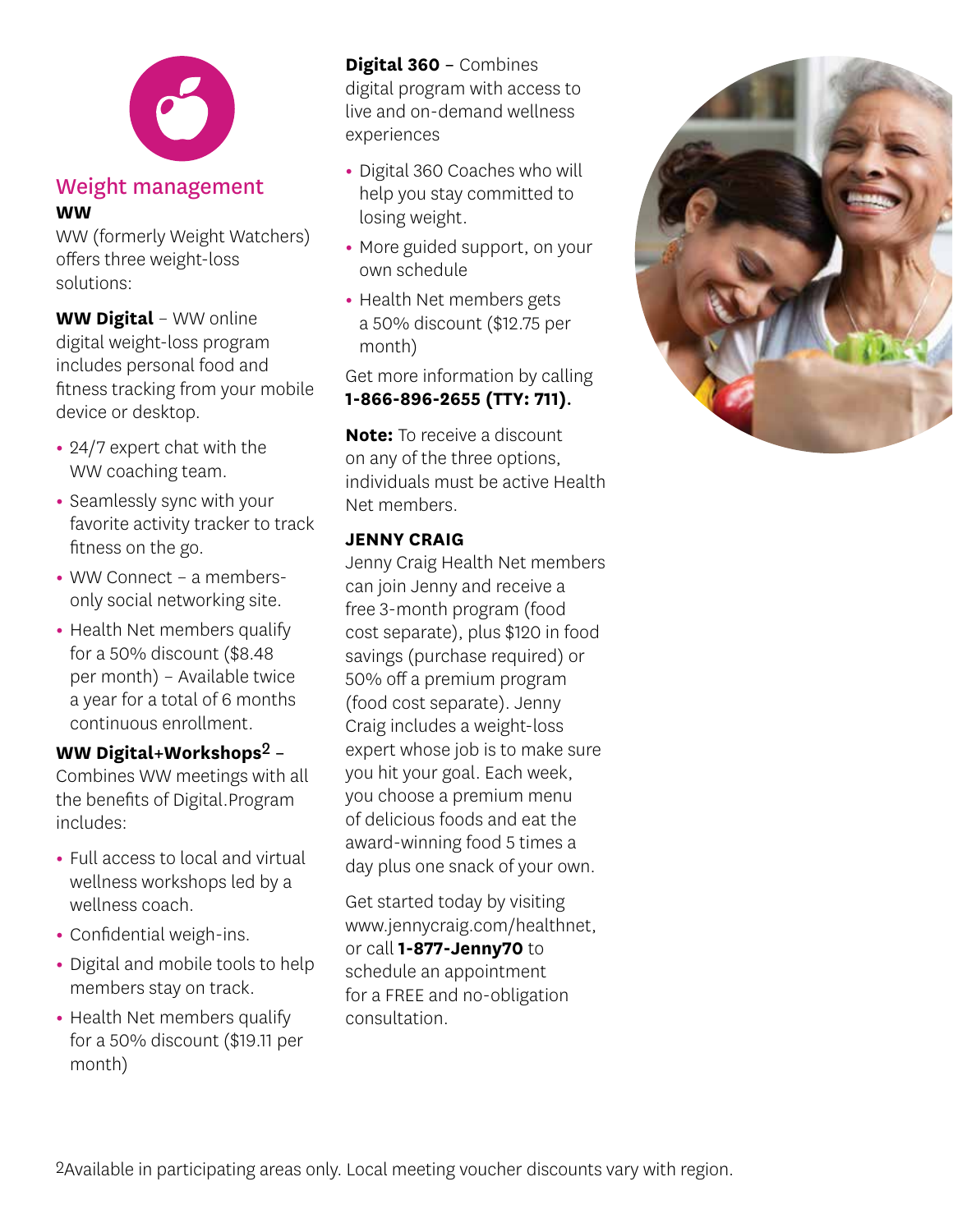## Weight management

### WW

WW (formerly Weight Watchers) offers three weight-loss solutions:

**WW Digital** – WW online digital weight-loss program includes personal food and fitness tracking from your mobile device or desktop.

- 24/7 expert chat with the WW coaching team.
- Seamlessly sync with your favorite activity tracker to track fitness on the go.
- WW Connect – a members-only social networking site.
- Health Net members qualify for a 50% discount ($8.48 per month) – Available twice a year for a total of 6 months continuous enrollment.

**WW Digital+Workshops**[2] – Combines WW meetings with all the benefits of Digital.Program includes:

- Full access to local and virtual wellness workshops led by a wellness coach.
- Confidential weigh-ins.
- Digital and mobile tools to help members stay on track.
- Health Net members qualify for a 50% discount ($19.11 per month)

**Digital 360** – Combines digital program with access to live and on-demand wellness experiences

- Digital 360 Coaches who will help you stay committed to losing weight.
- More guided support, on your own schedule
- Health Net members gets a 50% discount ($12.75 per month)

Get more information by calling **1-866-896-2655 (TTY: 711).**

**Note:** To receive a discount on any of the three options, individuals must be active Health Net members.

### JENNY CRAIG

Jenny Craig Health Net members can join Jenny and receive a free 3-month program (food cost separate), plus $120 in food savings (purchase required) or 50% off a premium program (food cost separate). Jenny Craig includes a weight-loss expert whose job is to make sure you hit your goal. Each week, you choose a premium menu of delicious foods and eat the award-winning food 5 times a day plus one snack of your own.

Get started today by visiting www.jennycraig.com/healthnet, or call **1-877-Jenny70** to schedule an appointment for a FREE and no-obligation consultation.

[2]Available in participating areas only. Local meeting voucher discounts vary with region.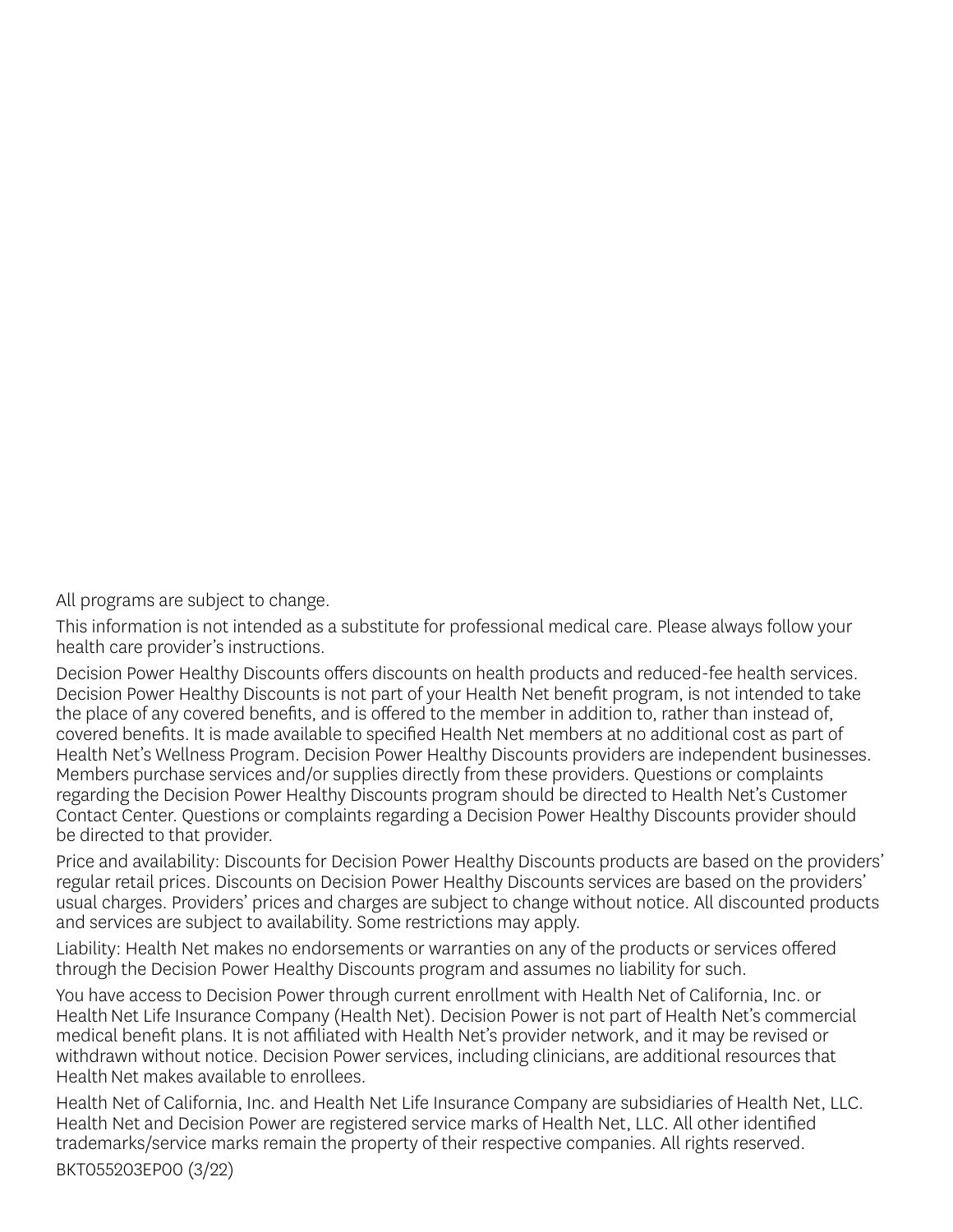All programs are subject to change.

This information is not intended as a substitute for professional medical care. Please always follow your health care provider's instructions.

Decision Power Healthy Discounts offers discounts on health products and reduced-fee health services. Decision Power Healthy Discounts is not part of your Health Net benefit program, is not intended to take the place of any covered benefits, and is offered to the member in addition to, rather than instead of, covered benefits. It is made available to specified Health Net members at no additional cost as part of Health Net's Wellness Program. Decision Power Healthy Discounts providers are independent businesses. Members purchase services and/or supplies directly from these providers. Questions or complaints regarding the Decision Power Healthy Discounts program should be directed to Health Net's Customer Contact Center. Questions or complaints regarding a Decision Power Healthy Discounts provider should be directed to that provider.

Price and availability: Discounts for Decision Power Healthy Discounts products are based on the providers' regular retail prices. Discounts on Decision Power Healthy Discounts services are based on the providers' usual charges. Providers' prices and charges are subject to change without notice. All discounted products and services are subject to availability. Some restrictions may apply.

Liability: Health Net makes no endorsements or warranties on any of the products or services offered through the Decision Power Healthy Discounts program and assumes no liability for such.

You have access to Decision Power through current enrollment with Health Net of California, Inc. or Health Net Life Insurance Company (Health Net). Decision Power is not part of Health Net's commercial medical benefit plans. It is not affiliated with Health Net's provider network, and it may be revised or withdrawn without notice. Decision Power services, including clinicians, are additional resources that Health Net makes available to enrollees.

Health Net of California, Inc. and Health Net Life Insurance Company are subsidiaries of Health Net, LLC. Health Net and Decision Power are registered service marks of Health Net, LLC. All other identified trademarks/service marks remain the property of their respective companies. All rights reserved.

BKT055203EP00 (3/22)